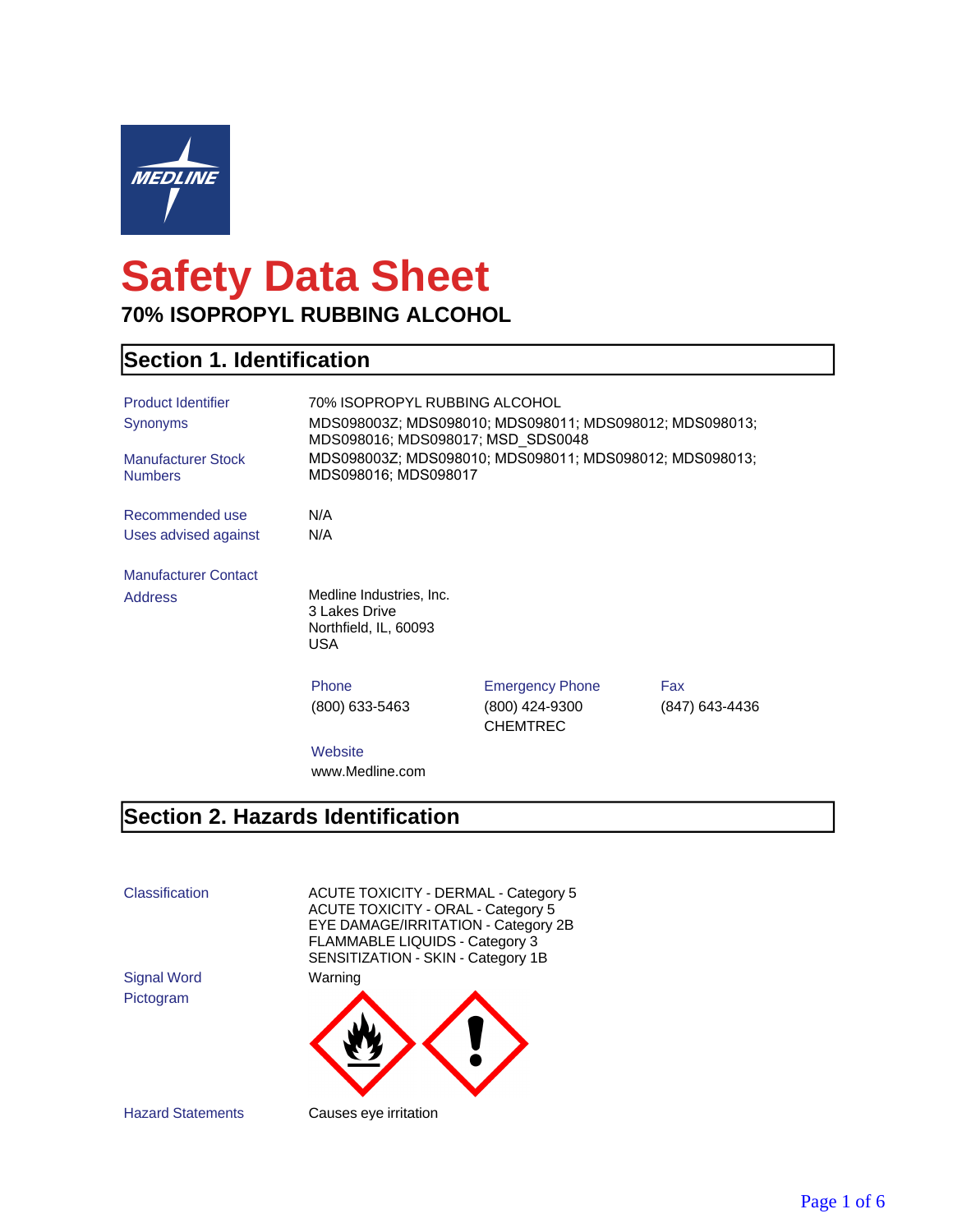# Safety Data Sheet

**70% ISOPROPYL RUBBING ALCOHOL**

## Section 1. Identification

| | |
|---|---|
| Product Identifier | 70% ISOPROPYL RUBBING ALCOHOL |
| Synonyms | MDS098003Z; MDS098010; MDS098011; MDS098012; MDS098013; MDS098016; MDS098017; MSD_SDS0048 |
| Manufacturer Stock Numbers | MDS098003Z; MDS098010; MDS098011; MDS098012; MDS098013; MDS098016; MDS098017 |
| Recommended use | N/A |
| Uses advised against | N/A |

**Manufacturer Contact**

Address

Medline Industries, Inc.
3 Lakes Drive
Northfield, IL, 60093
USA

| Phone | Emergency Phone | Fax |
|---|---|---|
| (800) 633-5463 | (800) 424-9300 CHEMTREC | (847) 643-4436 |

Website

www.Medline.com

## Section 2. Hazards Identification

| | |
|---|---|
| Classification | ACUTE TOXICITY - DERMAL - Category 5<br>ACUTE TOXICITY - ORAL - Category 5<br>EYE DAMAGE/IRRITATION - Category 2B<br>FLAMMABLE LIQUIDS - Category 3<br>SENSITIZATION - SKIN - Category 1B |
| Signal Word | Warning |
| Pictogram | |
| Hazard Statements | Causes eye irritation |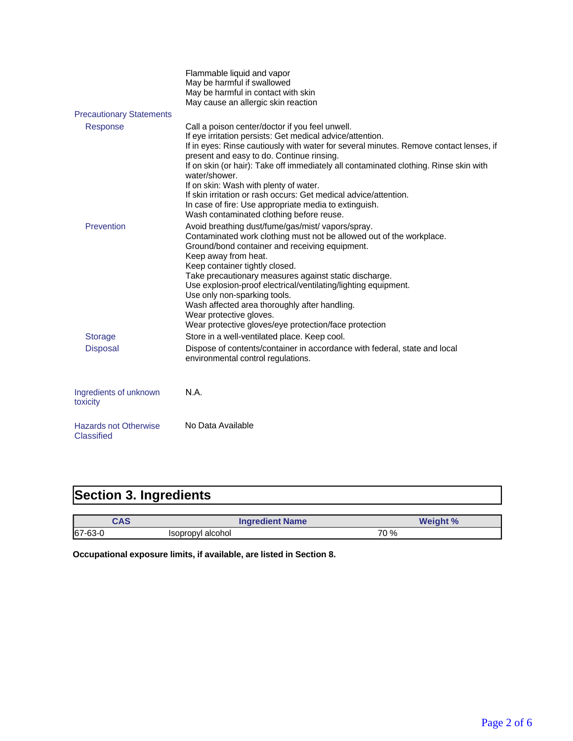Flammable liquid and vapor
May be harmful if swallowed
May be harmful in contact with skin
May cause an allergic skin reaction

**Precautionary Statements**

**Response**

Call a poison center/doctor if you feel unwell.
If eye irritation persists: Get medical advice/attention.
If in eyes: Rinse cautiously with water for several minutes. Remove contact lenses, if present and easy to do. Continue rinsing.
If on skin (or hair): Take off immediately all contaminated clothing. Rinse skin with water/shower.
If on skin: Wash with plenty of water.
If skin irritation or rash occurs: Get medical advice/attention.
In case of fire: Use appropriate media to extinguish.
Wash contaminated clothing before reuse.

**Prevention**

Avoid breathing dust/fume/gas/mist/ vapors/spray.
Contaminated work clothing must not be allowed out of the workplace.
Ground/bond container and receiving equipment.
Keep away from heat.
Keep container tightly closed.
Take precautionary measures against static discharge.
Use explosion-proof electrical/ventilating/lighting equipment.
Use only non-sparking tools.
Wash affected area thoroughly after handling.
Wear protective gloves.
Wear protective gloves/eye protection/face protection

**Storage**

Store in a well-ventilated place. Keep cool.

**Disposal**

Dispose of contents/container in accordance with federal, state and local environmental control regulations.

**Ingredients of unknown toxicity**

N.A.

**Hazards not Otherwise Classified**

No Data Available

## Section 3. Ingredients

| CAS | Ingredient Name | Weight % |
|---|---|---|
| 67-63-0 | Isopropyl alcohol | 70 % |

**Occupational exposure limits, if available, are listed in Section 8.**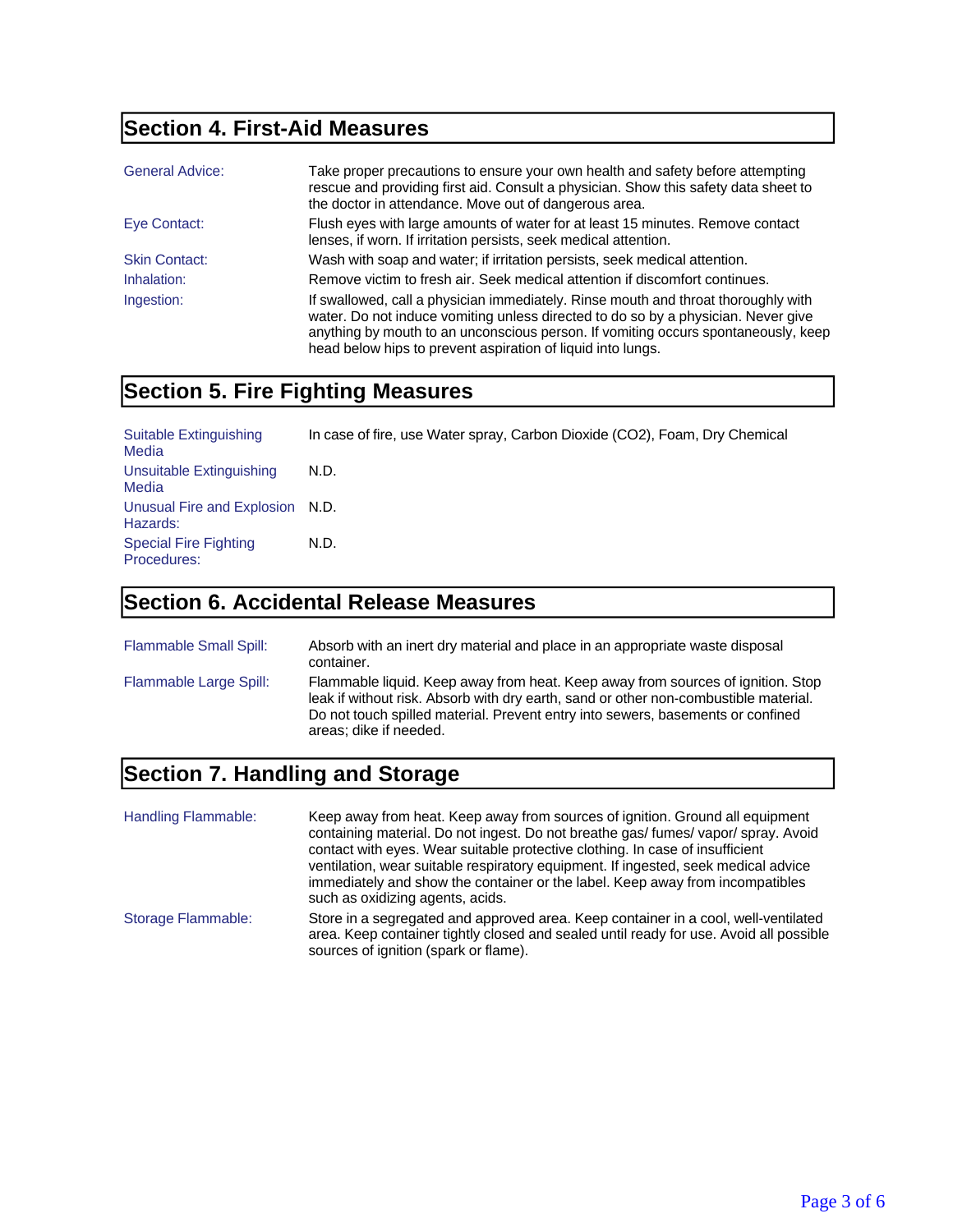## Section 4. First-Aid Measures

| | |
|---|---|
| General Advice: | Take proper precautions to ensure your own health and safety before attempting rescue and providing first aid. Consult a physician. Show this safety data sheet to the doctor in attendance. Move out of dangerous area. |
| Eye Contact: | Flush eyes with large amounts of water for at least 15 minutes. Remove contact lenses, if worn. If irritation persists, seek medical attention. |
| Skin Contact: | Wash with soap and water; if irritation persists, seek medical attention. |
| Inhalation: | Remove victim to fresh air. Seek medical attention if discomfort continues. |
| Ingestion: | If swallowed, call a physician immediately. Rinse mouth and throat thoroughly with water. Do not induce vomiting unless directed to do so by a physician. Never give anything by mouth to an unconscious person. If vomiting occurs spontaneously, keep head below hips to prevent aspiration of liquid into lungs. |

## Section 5. Fire Fighting Measures

| | |
|---|---|
| Suitable Extinguishing Media | In case of fire, use Water spray, Carbon Dioxide ($CO_2$), Foam, Dry Chemical |
| Unsuitable Extinguishing Media | N.D. |
| Unusual Fire and Explosion Hazards: | N.D. |
| Special Fire Fighting Procedures: | N.D. |

## Section 6. Accidental Release Measures

| | |
|---|---|
| Flammable Small Spill: | Absorb with an inert dry material and place in an appropriate waste disposal container. |
| Flammable Large Spill: | Flammable liquid. Keep away from heat. Keep away from sources of ignition. Stop leak if without risk. Absorb with dry earth, sand or other non-combustible material. Do not touch spilled material. Prevent entry into sewers, basements or confined areas; dike if needed. |

## Section 7. Handling and Storage

| | |
|---|---|
| Handling Flammable: | Keep away from heat. Keep away from sources of ignition. Ground all equipment containing material. Do not ingest. Do not breathe gas/ fumes/ vapor/ spray. Avoid contact with eyes. Wear suitable protective clothing. In case of insufficient ventilation, wear suitable respiratory equipment. If ingested, seek medical advice immediately and show the container or the label. Keep away from incompatibles such as oxidizing agents, acids. |
| Storage Flammable: | Store in a segregated and approved area. Keep container in a cool, well-ventilated area. Keep container tightly closed and sealed until ready for use. Avoid all possible sources of ignition (spark or flame). |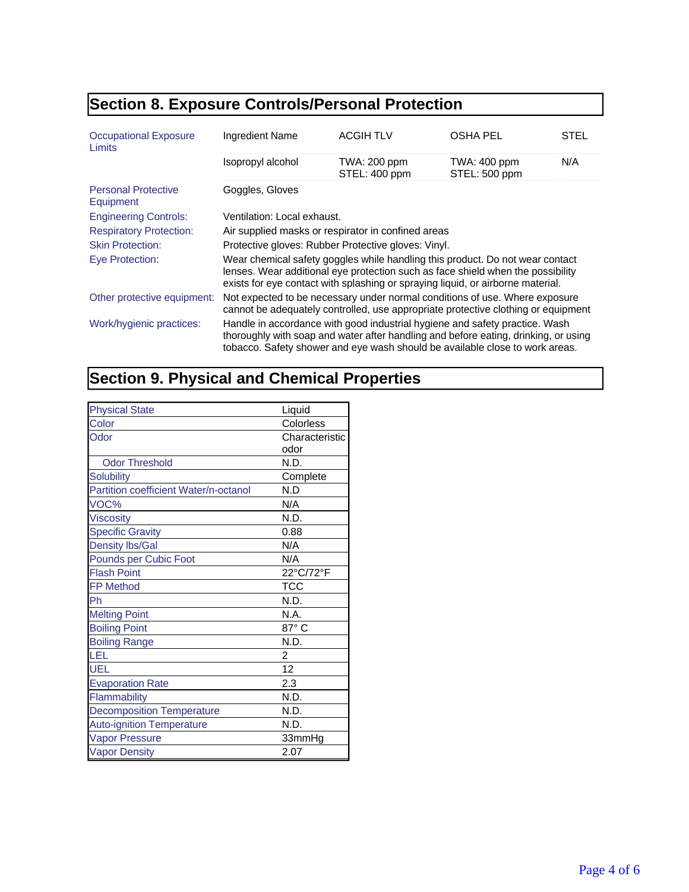## Section 8. Exposure Controls/Personal Protection

**Occupational Exposure Limits**

| Ingredient Name | ACGIH TLV | OSHA PEL | STEL |
|---|---|---|---|
| Isopropyl alcohol | TWA: 200 ppm<br>STEL: 400 ppm | TWA: 400 ppm<br>STEL: 500 ppm | N/A |

**Personal Protective Equipment:** Goggles, Gloves

**Engineering Controls:** Ventilation: Local exhaust.

**Respiratory Protection:** Air supplied masks or respirator in confined areas

**Skin Protection:** Protective gloves: Rubber Protective gloves: Vinyl.

**Eye Protection:** Wear chemical safety goggles while handling this product. Do not wear contact lenses. Wear additional eye protection such as face shield when the possibility exists for eye contact with splashing or spraying liquid, or airborne material.

**Other protective equipment:** Not expected to be necessary under normal conditions of use. Where exposure cannot be adequately controlled, use appropriate protective clothing or equipment

**Work/hygienic practices:** Handle in accordance with good industrial hygiene and safety practice. Wash thoroughly with soap and water after handling and before eating, drinking, or using tobacco. Safety shower and eye wash should be available close to work areas.

## Section 9. Physical and Chemical Properties

| Property | Value |
|---|---|
| Physical State | Liquid |
| Color | Colorless |
| Odor | Characteristic odor |
| Odor Threshold | N.D. |
| Solubility | Complete |
| Partition coefficient Water/n-octanol | N.D |
| VOC% | N/A |
| Viscosity | N.D. |
| Specific Gravity | 0.88 |
| Density lbs/Gal | N/A |
| Pounds per Cubic Foot | N/A |
| Flash Point | 22°C/72°F |
| FP Method | TCC |
| Ph | N.D. |
| Melting Point | N.A. |
| Boiling Point | 87° C |
| Boiling Range | N.D. |
| LEL | 2 |
| UEL | 12 |
| Evaporation Rate | 2.3 |
| Flammability | N.D. |
| Decomposition Temperature | N.D. |
| Auto-ignition Temperature | N.D. |
| Vapor Pressure | 33mmHg |
| Vapor Density | 2.07 |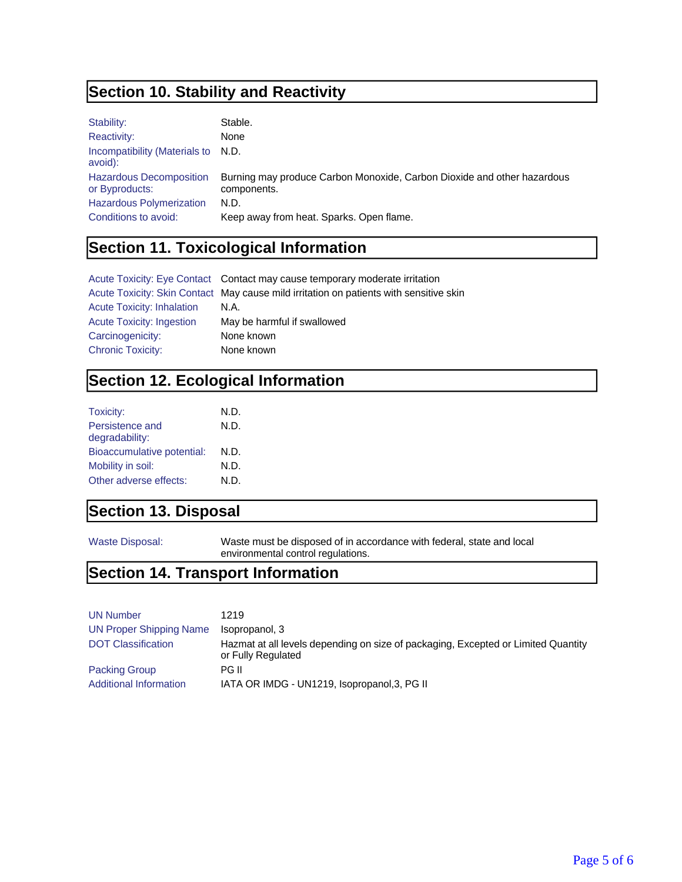## Section 10. Stability and Reactivity

| | |
|---|---|
| Stability: | Stable. |
| Reactivity: | None |
| Incompatibility (Materials to avoid): | N.D. |
| Hazardous Decomposition or Byproducts: | Burning may produce Carbon Monoxide, Carbon Dioxide and other hazardous components. |
| Hazardous Polymerization | N.D. |
| Conditions to avoid: | Keep away from heat. Sparks. Open flame. |

## Section 11. Toxicological Information

| | |
|---|---|
| Acute Toxicity: Eye Contact | Contact may cause temporary moderate irritation |
| Acute Toxicity: Skin Contact | May cause mild irritation on patients with sensitive skin |
| Acute Toxicity: Inhalation | N.A. |
| Acute Toxicity: Ingestion | May be harmful if swallowed |
| Carcinogenicity: | None known |
| Chronic Toxicity: | None known |

## Section 12. Ecological Information

| | |
|---|---|
| Toxicity: | N.D. |
| Persistence and degradability: | N.D. |
| Bioaccumulative potential: | N.D. |
| Mobility in soil: | N.D. |
| Other adverse effects: | N.D. |

## Section 13. Disposal

| | |
|---|---|
| Waste Disposal: | Waste must be disposed of in accordance with federal, state and local environmental control regulations. |

## Section 14. Transport Information

| | |
|---|---|
| UN Number | 1219 |
| UN Proper Shipping Name | Isopropanol, 3 |
| DOT Classification | Hazmat at all levels depending on size of packaging, Excepted or Limited Quantity or Fully Regulated |
| Packing Group | PG II |
| Additional Information | IATA OR IMDG - UN1219, Isopropanol,3, PG II |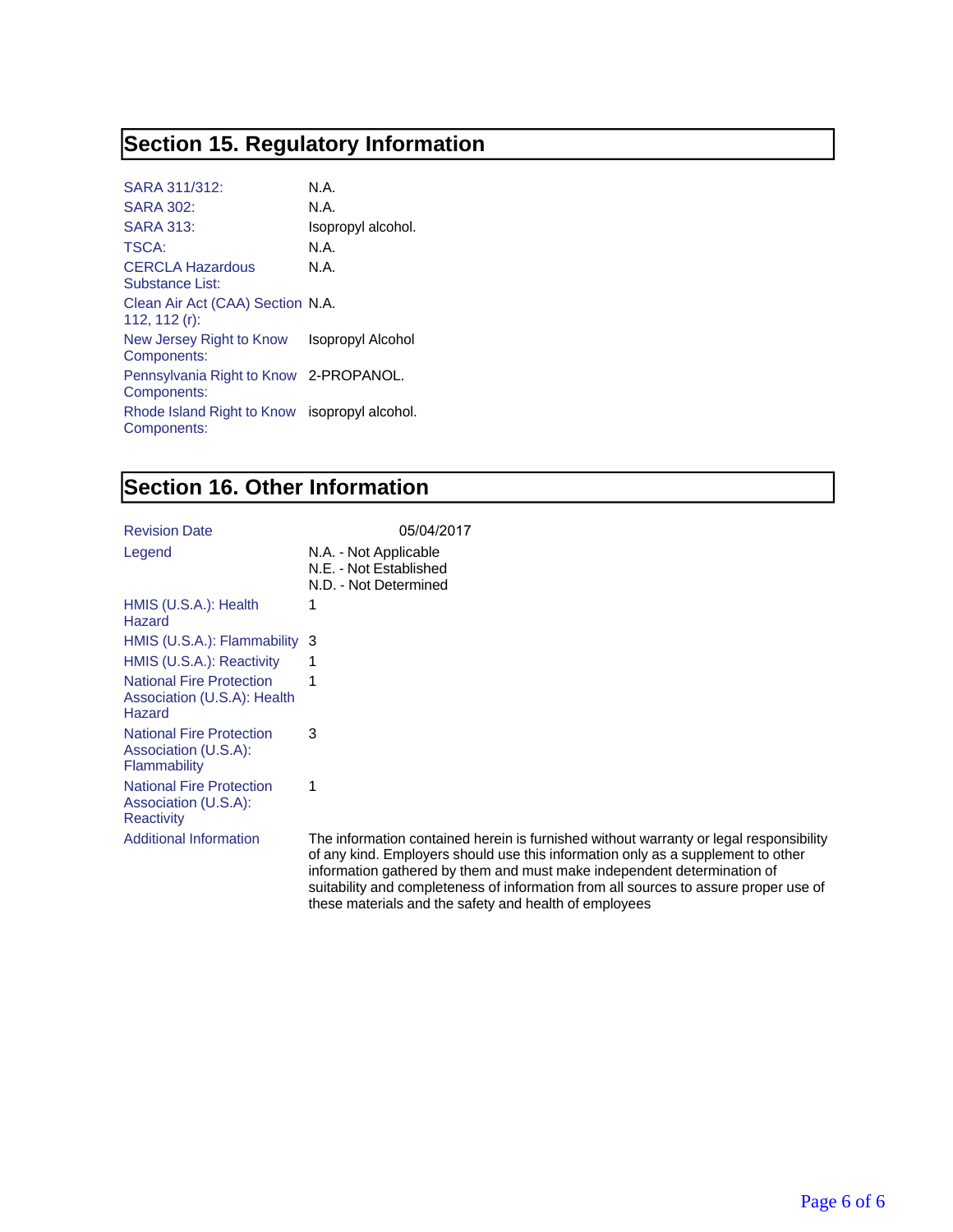## Section 15. Regulatory Information

| | |
|---|---|
| SARA 311/312: | N.A. |
| SARA 302: | N.A. |
| SARA 313: | Isopropyl alcohol. |
| TSCA: | N.A. |
| CERCLA Hazardous Substance List: | N.A. |
| Clean Air Act (CAA) Section 112, 112 (r): | N.A. |
| New Jersey Right to Know Components: | Isopropyl Alcohol |
| Pennsylvania Right to Know Components: | 2-PROPANOL. |
| Rhode Island Right to Know Components: | isopropyl alcohol. |

## Section 16. Other Information

| | |
|---|---|
| Revision Date | 05/04/2017 |
| Legend | N.A. - Not Applicable<br>N.E. - Not Established<br>N.D. - Not Determined |
| HMIS (U.S.A.): Health Hazard | 1 |
| HMIS (U.S.A.): Flammability | 3 |
| HMIS (U.S.A.): Reactivity | 1 |
| National Fire Protection Association (U.S.A): Health Hazard | 1 |
| National Fire Protection Association (U.S.A): Flammability | 3 |
| National Fire Protection Association (U.S.A): Reactivity | 1 |
| Additional Information | The information contained herein is furnished without warranty or legal responsibility of any kind. Employers should use this information only as a supplement to other information gathered by them and must make independent determination of suitability and completeness of information from all sources to assure proper use of these materials and the safety and health of employees |